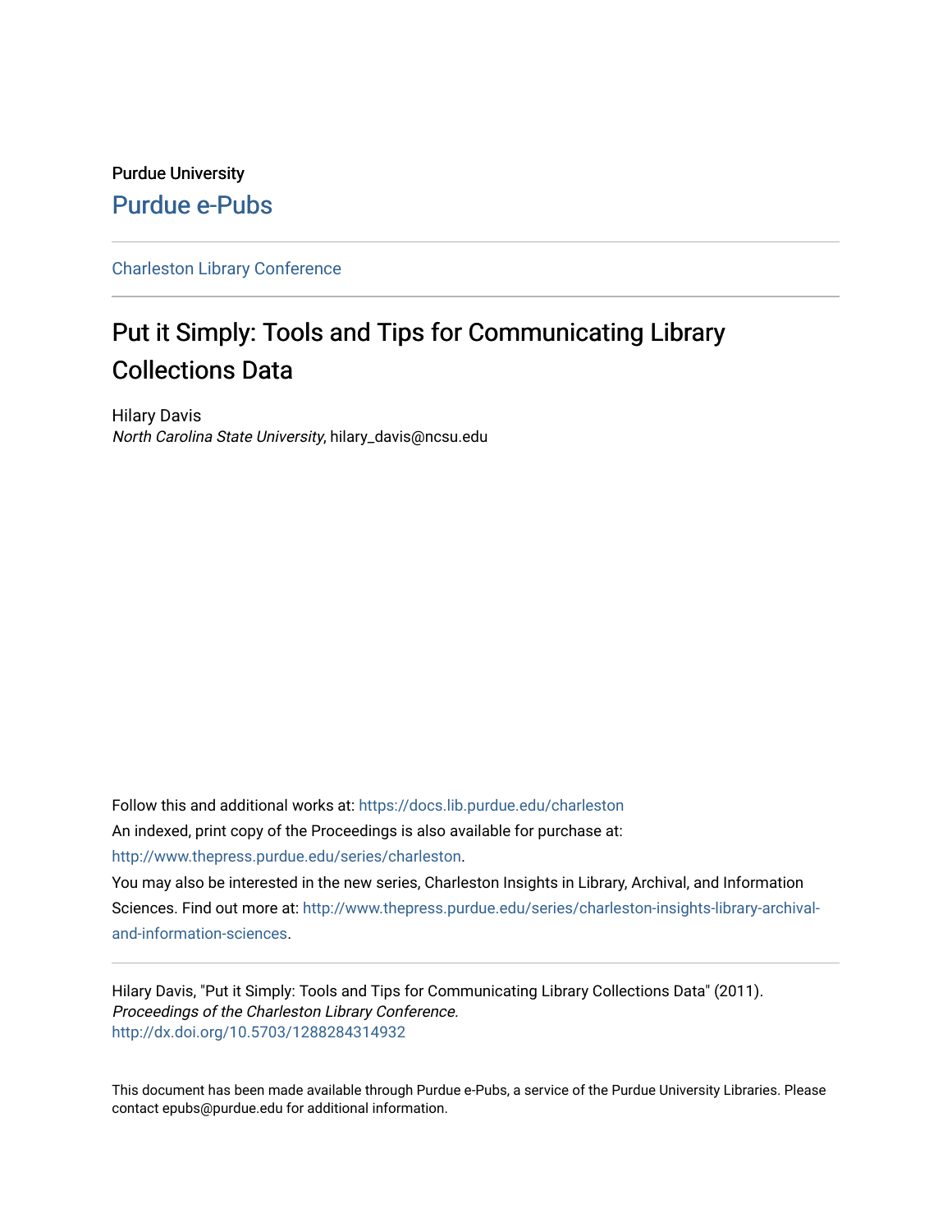Purdue University

Purdue e-Pubs

Charleston Library Conference

# Put it Simply: Tools and Tips for Communicating Library Collections Data

Hilary Davis

*North Carolina State University*, hilary_davis@ncsu.edu

Follow this and additional works at: https://docs.lib.purdue.edu/charleston

An indexed, print copy of the Proceedings is also available for purchase at: http://www.thepress.purdue.edu/series/charleston.

You may also be interested in the new series, Charleston Insights in Library, Archival, and Information Sciences. Find out more at: http://www.thepress.purdue.edu/series/charleston-insights-library-archival-and-information-sciences.

Hilary Davis, "Put it Simply: Tools and Tips for Communicating Library Collections Data" (2011). *Proceedings of the Charleston Library Conference.* http://dx.doi.org/10.5703/1288284314932

This document has been made available through Purdue e-Pubs, a service of the Purdue University Libraries. Please contact epubs@purdue.edu for additional information.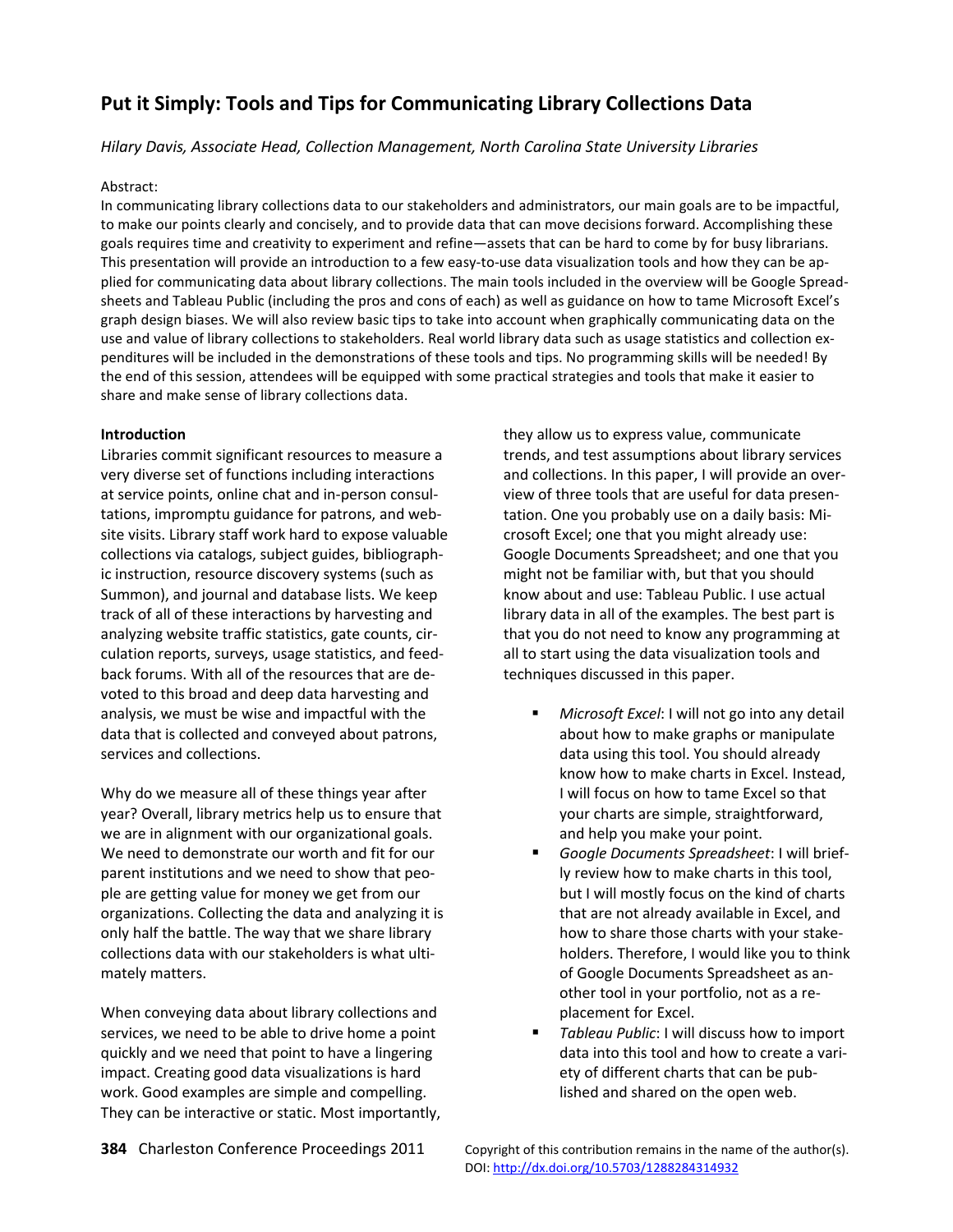# Put it Simply: Tools and Tips for Communicating Library Collections Data

*Hilary Davis, Associate Head, Collection Management, North Carolina State University Libraries*

Abstract:

In communicating library collections data to our stakeholders and administrators, our main goals are to be impactful, to make our points clearly and concisely, and to provide data that can move decisions forward. Accomplishing these goals requires time and creativity to experiment and refine—assets that can be hard to come by for busy librarians. This presentation will provide an introduction to a few easy-to-use data visualization tools and how they can be applied for communicating data about library collections. The main tools included in the overview will be Google Spreadsheets and Tableau Public (including the pros and cons of each) as well as guidance on how to tame Microsoft Excel's graph design biases. We will also review basic tips to take into account when graphically communicating data on the use and value of library collections to stakeholders. Real world library data such as usage statistics and collection expenditures will be included in the demonstrations of these tools and tips. No programming skills will be needed! By the end of this session, attendees will be equipped with some practical strategies and tools that make it easier to share and make sense of library collections data.

**Introduction**

Libraries commit significant resources to measure a very diverse set of functions including interactions at service points, online chat and in-person consultations, impromptu guidance for patrons, and website visits. Library staff work hard to expose valuable collections via catalogs, subject guides, bibliographic instruction, resource discovery systems (such as Summon), and journal and database lists. We keep track of all of these interactions by harvesting and analyzing website traffic statistics, gate counts, circulation reports, surveys, usage statistics, and feedback forums. With all of the resources that are devoted to this broad and deep data harvesting and analysis, we must be wise and impactful with the data that is collected and conveyed about patrons, services and collections.

Why do we measure all of these things year after year? Overall, library metrics help us to ensure that we are in alignment with our organizational goals. We need to demonstrate our worth and fit for our parent institutions and we need to show that people are getting value for money we get from our organizations. Collecting the data and analyzing it is only half the battle. The way that we share library collections data with our stakeholders is what ultimately matters.

When conveying data about library collections and services, we need to be able to drive home a point quickly and we need that point to have a lingering impact. Creating good data visualizations is hard work. Good examples are simple and compelling. They can be interactive or static. Most importantly, they allow us to express value, communicate trends, and test assumptions about library services and collections. In this paper, I will provide an overview of three tools that are useful for data presentation. One you probably use on a daily basis: Microsoft Excel; one that you might already use: Google Documents Spreadsheet; and one that you might not be familiar with, but that you should know about and use: Tableau Public. I use actual library data in all of the examples. The best part is that you do not need to know any programming at all to start using the data visualization tools and techniques discussed in this paper.

- *Microsoft Excel*: I will not go into any detail about how to make graphs or manipulate data using this tool. You should already know how to make charts in Excel. Instead, I will focus on how to tame Excel so that your charts are simple, straightforward, and help you make your point.
- *Google Documents Spreadsheet*: I will briefly review how to make charts in this tool, but I will mostly focus on the kind of charts that are not already available in Excel, and how to share those charts with your stakeholders. Therefore, I would like you to think of Google Documents Spreadsheet as another tool in your portfolio, not as a replacement for Excel.
- *Tableau Public*: I will discuss how to import data into this tool and how to create a variety of different charts that can be published and shared on the open web.

Copyright of this contribution remains in the name of the author(s).
DOI: http://dx.doi.org/10.5703/1288284314932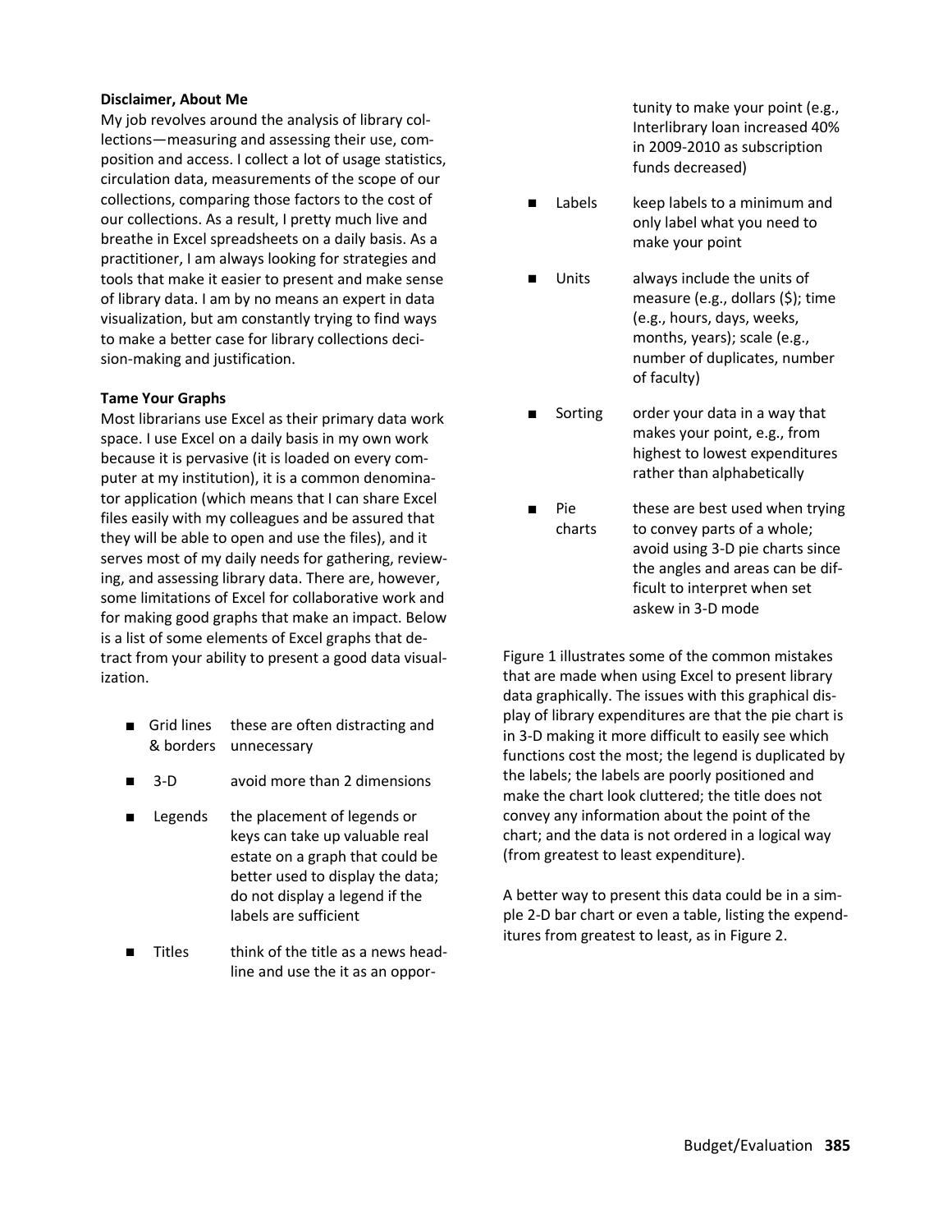**Disclaimer, About Me**

My job revolves around the analysis of library collections—measuring and assessing their use, composition and access. I collect a lot of usage statistics, circulation data, measurements of the scope of our collections, comparing those factors to the cost of our collections. As a result, I pretty much live and breathe in Excel spreadsheets on a daily basis. As a practitioner, I am always looking for strategies and tools that make it easier to present and make sense of library data. I am by no means an expert in data visualization, but am constantly trying to find ways to make a better case for library collections decision-making and justification.

**Tame Your Graphs**

Most librarians use Excel as their primary data work space. I use Excel on a daily basis in my own work because it is pervasive (it is loaded on every computer at my institution), it is a common denominator application (which means that I can share Excel files easily with my colleagues and be assured that they will be able to open and use the files), and it serves most of my daily needs for gathering, reviewing, and assessing library data. There are, however, some limitations of Excel for collaborative work and for making good graphs that make an impact. Below is a list of some elements of Excel graphs that detract from your ability to present a good data visualization.

- **Grid lines & borders** — these are often distracting and unnecessary
- **3-D** — avoid more than 2 dimensions
- **Legends** — the placement of legends or keys can take up valuable real estate on a graph that could be better used to display the data; do not display a legend if the labels are sufficient
- **Titles** — think of the title as a news headline and use the it as an opportunity to make your point (e.g., Interlibrary loan increased 40% in 2009-2010 as subscription funds decreased)
- **Labels** — keep labels to a minimum and only label what you need to make your point
- **Units** — always include the units of measure (e.g., dollars ($); time (e.g., hours, days, weeks, months, years); scale (e.g., number of duplicates, number of faculty)
- **Sorting** — order your data in a way that makes your point, e.g., from highest to lowest expenditures rather than alphabetically
- **Pie charts** — these are best used when trying to convey parts of a whole; avoid using 3-D pie charts since the angles and areas can be difficult to interpret when set askew in 3-D mode

Figure 1 illustrates some of the common mistakes that are made when using Excel to present library data graphically. The issues with this graphical display of library expenditures are that the pie chart is in 3-D making it more difficult to easily see which functions cost the most; the legend is duplicated by the labels; the labels are poorly positioned and make the chart look cluttered; the title does not convey any information about the point of the chart; and the data is not ordered in a logical way (from greatest to least expenditure).

A better way to present this data could be in a simple 2-D bar chart or even a table, listing the expenditures from greatest to least, as in Figure 2.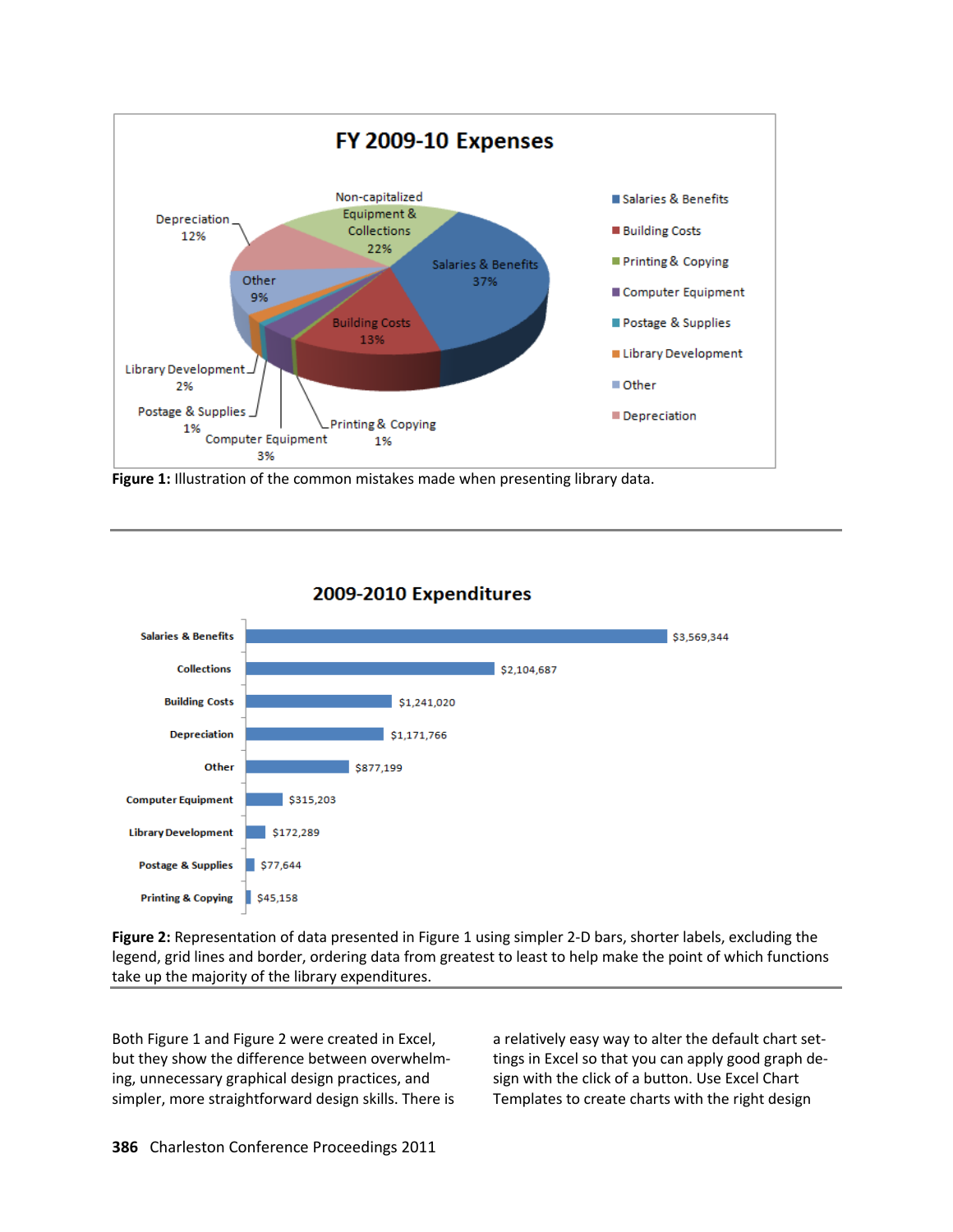**Figure 1:** Illustration of the common mistakes made when presenting library data.

**Figure 2:** Representation of data presented in Figure 1 using simpler 2-D bars, shorter labels, excluding the legend, grid lines and border, ordering data from greatest to least to help make the point of which functions take up the majority of the library expenditures.

Both Figure 1 and Figure 2 were created in Excel, but they show the difference between overwhelming, unnecessary graphical design practices, and simpler, more straightforward design skills. There is a relatively easy way to alter the default chart settings in Excel so that you can apply good graph design with the click of a button. Use Excel Chart Templates to create charts with the right design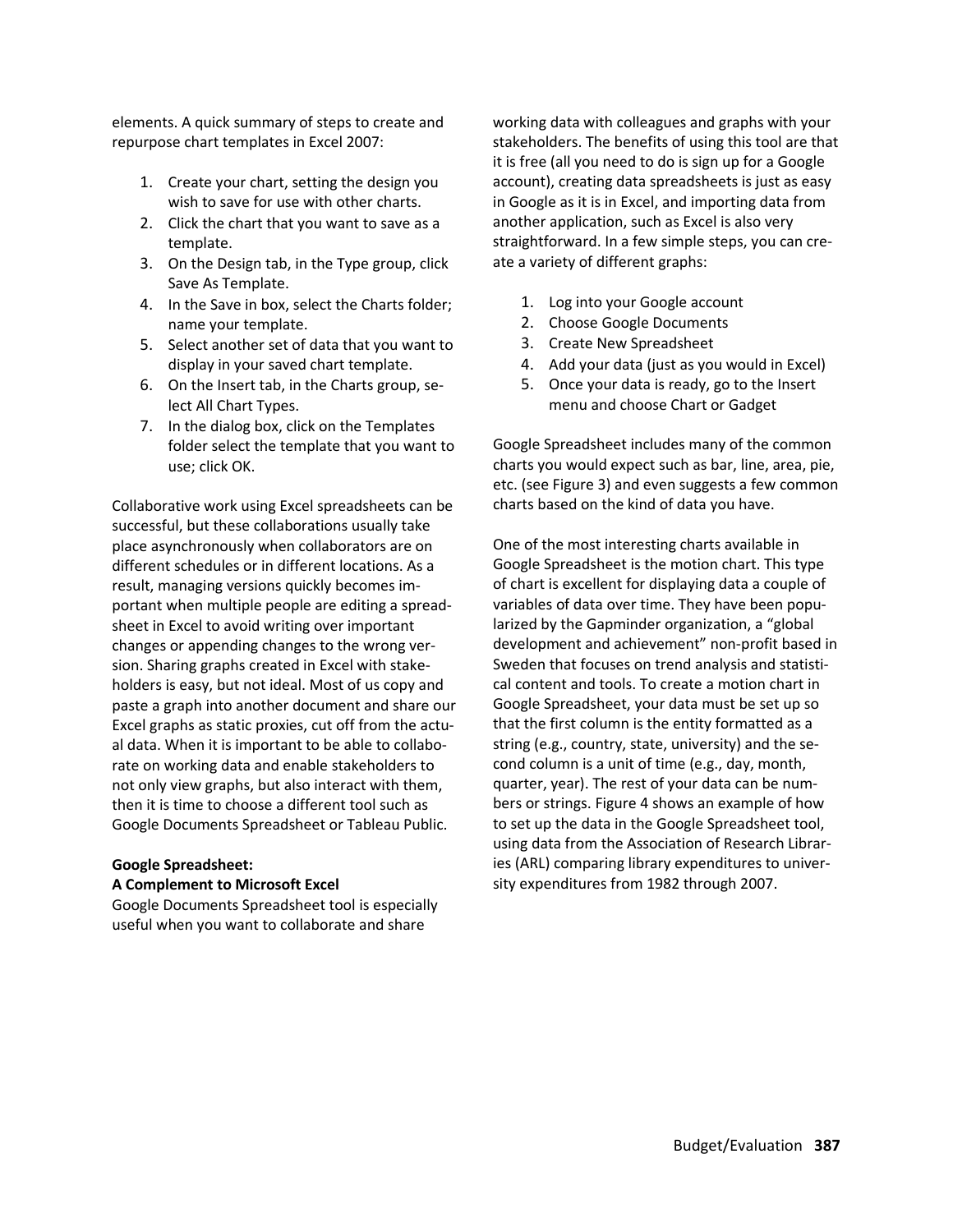elements. A quick summary of steps to create and repurpose chart templates in Excel 2007:

1. Create your chart, setting the design you wish to save for use with other charts.
2. Click the chart that you want to save as a template.
3. On the Design tab, in the Type group, click Save As Template.
4. In the Save in box, select the Charts folder; name your template.
5. Select another set of data that you want to display in your saved chart template.
6. On the Insert tab, in the Charts group, select All Chart Types.
7. In the dialog box, click on the Templates folder select the template that you want to use; click OK.

Collaborative work using Excel spreadsheets can be successful, but these collaborations usually take place asynchronously when collaborators are on different schedules or in different locations. As a result, managing versions quickly becomes important when multiple people are editing a spreadsheet in Excel to avoid writing over important changes or appending changes to the wrong version. Sharing graphs created in Excel with stakeholders is easy, but not ideal. Most of us copy and paste a graph into another document and share our Excel graphs as static proxies, cut off from the actual data. When it is important to be able to collaborate on working data and enable stakeholders to not only view graphs, but also interact with them, then it is time to choose a different tool such as Google Documents Spreadsheet or Tableau Public.

**Google Spreadsheet:**
**A Complement to Microsoft Excel**

Google Documents Spreadsheet tool is especially useful when you want to collaborate and share working data with colleagues and graphs with your stakeholders. The benefits of using this tool are that it is free (all you need to do is sign up for a Google account), creating data spreadsheets is just as easy in Google as it is in Excel, and importing data from another application, such as Excel is also very straightforward. In a few simple steps, you can create a variety of different graphs:

1. Log into your Google account
2. Choose Google Documents
3. Create New Spreadsheet
4. Add your data (just as you would in Excel)
5. Once your data is ready, go to the Insert menu and choose Chart or Gadget

Google Spreadsheet includes many of the common charts you would expect such as bar, line, area, pie, etc. (see Figure 3) and even suggests a few common charts based on the kind of data you have.

One of the most interesting charts available in Google Spreadsheet is the motion chart. This type of chart is excellent for displaying data a couple of variables of data over time. They have been popularized by the Gapminder organization, a "global development and achievement" non-profit based in Sweden that focuses on trend analysis and statistical content and tools. To create a motion chart in Google Spreadsheet, your data must be set up so that the first column is the entity formatted as a string (e.g., country, state, university) and the second column is a unit of time (e.g., day, month, quarter, year). The rest of your data can be numbers or strings. Figure 4 shows an example of how to set up the data in the Google Spreadsheet tool, using data from the Association of Research Libraries (ARL) comparing library expenditures to university expenditures from 1982 through 2007.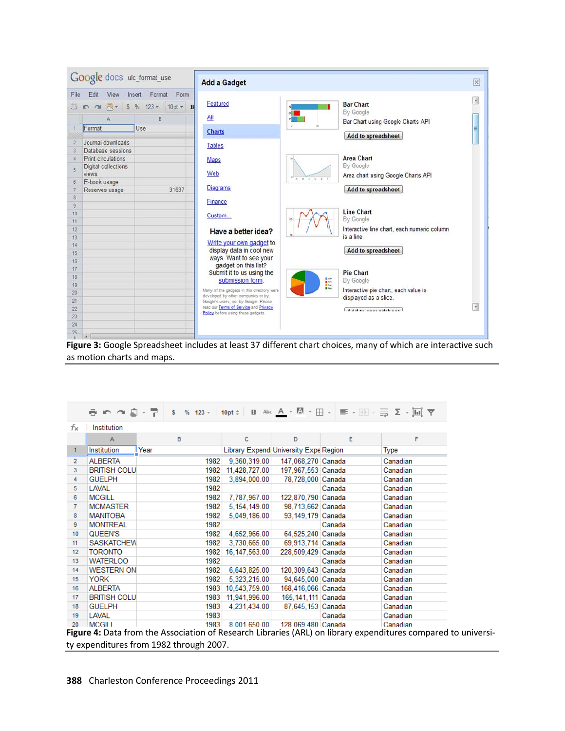**Figure 3:** Google Spreadsheet includes at least 37 different chart choices, many of which are interactive such as motion charts and maps.

**Figure 4:** Data from the Association of Research Libraries (ARL) on library expenditures compared to university expenditures from 1982 through 2007.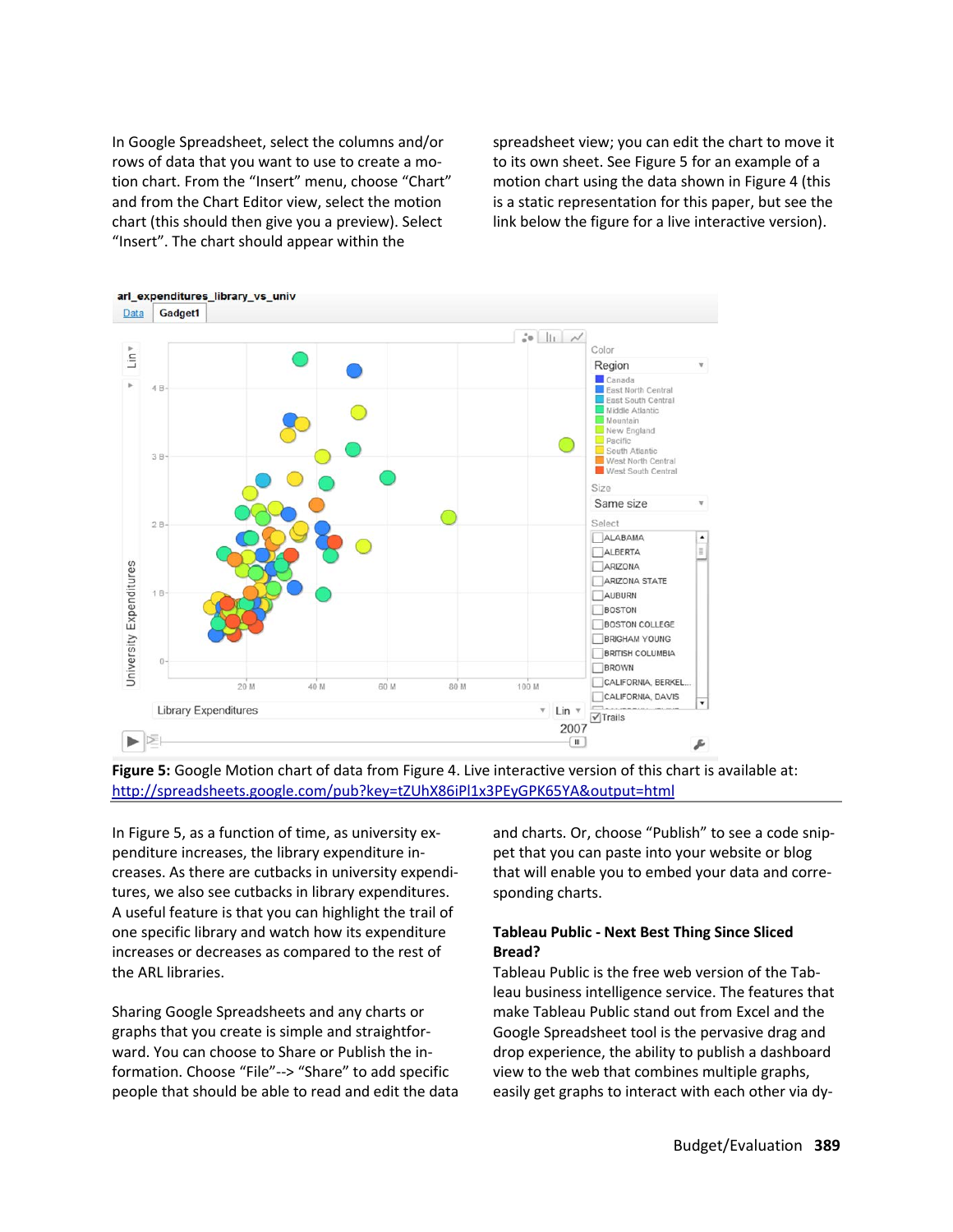In Google Spreadsheet, select the columns and/or rows of data that you want to use to create a motion chart. From the "Insert" menu, choose "Chart" and from the Chart Editor view, select the motion chart (this should then give you a preview). Select "Insert". The chart should appear within the spreadsheet view; you can edit the chart to move it to its own sheet. See Figure 5 for an example of a motion chart using the data shown in Figure 4 (this is a static representation for this paper, but see the link below the figure for a live interactive version).

**Figure 5:** Google Motion chart of data from Figure 4. Live interactive version of this chart is available at: http://spreadsheets.google.com/pub?key=tZUhX86iPl1x3PEyGPK65YA&output=html

In Figure 5, as a function of time, as university expenditure increases, the library expenditure increases. As there are cutbacks in university expenditures, we also see cutbacks in library expenditures. A useful feature is that you can highlight the trail of one specific library and watch how its expenditure increases or decreases as compared to the rest of the ARL libraries.

Sharing Google Spreadsheets and any charts or graphs that you create is simple and straightforward. You can choose to Share or Publish the information. Choose "File"--> "Share" to add specific people that should be able to read and edit the data and charts. Or, choose "Publish" to see a code snippet that you can paste into your website or blog that will enable you to embed your data and corresponding charts.

### Tableau Public - Next Best Thing Since Sliced Bread?

Tableau Public is the free web version of the Tableau business intelligence service. The features that make Tableau Public stand out from Excel and the Google Spreadsheet tool is the pervasive drag and drop experience, the ability to publish a dashboard view to the web that combines multiple graphs, easily get graphs to interact with each other via dy-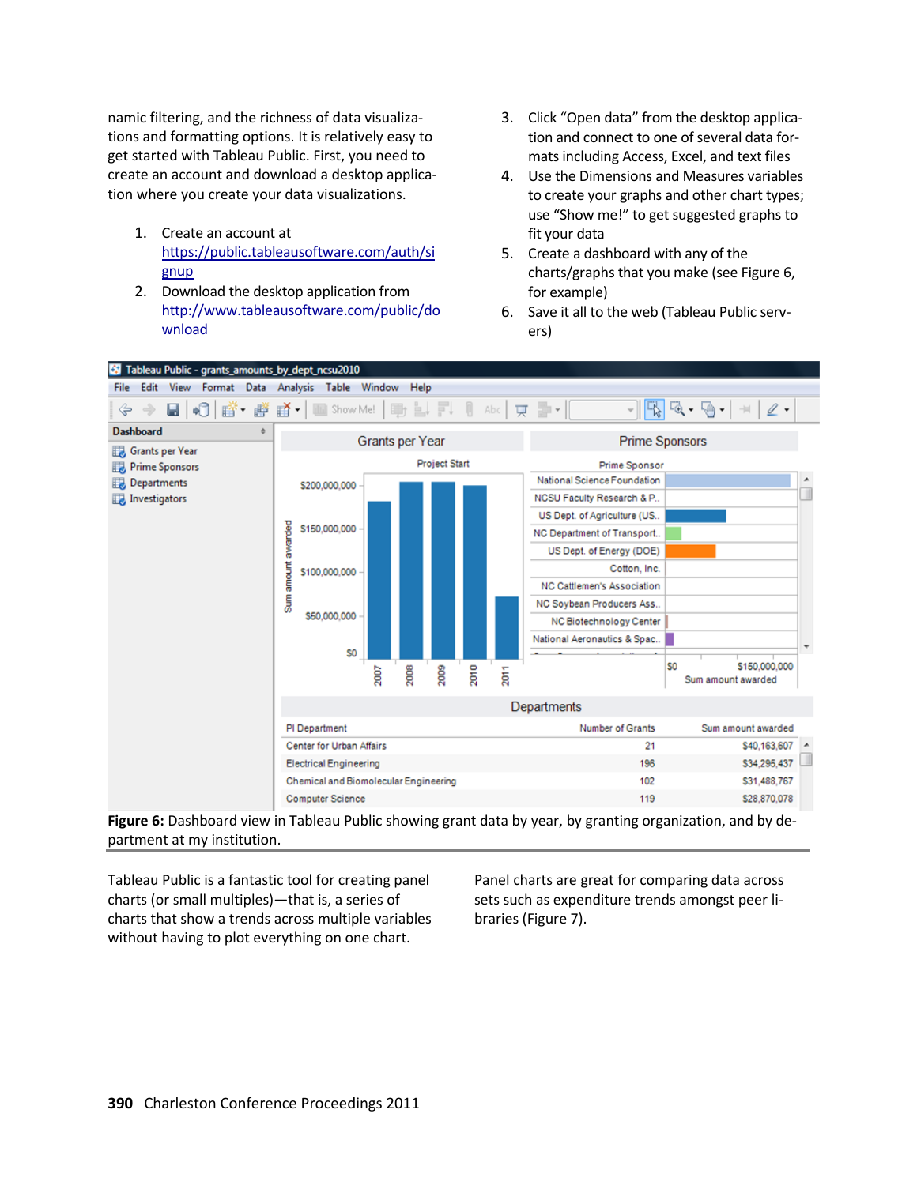namic filtering, and the richness of data visualizations and formatting options. It is relatively easy to get started with Tableau Public. First, you need to create an account and download a desktop application where you create your data visualizations.

1. Create an account at https://public.tableausoftware.com/auth/signup
2. Download the desktop application from http://www.tableausoftware.com/public/download
3. Click "Open data" from the desktop application and connect to one of several data formats including Access, Excel, and text files
4. Use the Dimensions and Measures variables to create your graphs and other chart types; use "Show me!" to get suggested graphs to fit your data
5. Create a dashboard with any of the charts/graphs that you make (see Figure 6, for example)
6. Save it all to the web (Tableau Public servers)

**Figure 6:** Dashboard view in Tableau Public showing grant data by year, by granting organization, and by department at my institution.

Tableau Public is a fantastic tool for creating panel charts (or small multiples)—that is, a series of charts that show a trends across multiple variables without having to plot everything on one chart.

Panel charts are great for comparing data across sets such as expenditure trends amongst peer libraries (Figure 7).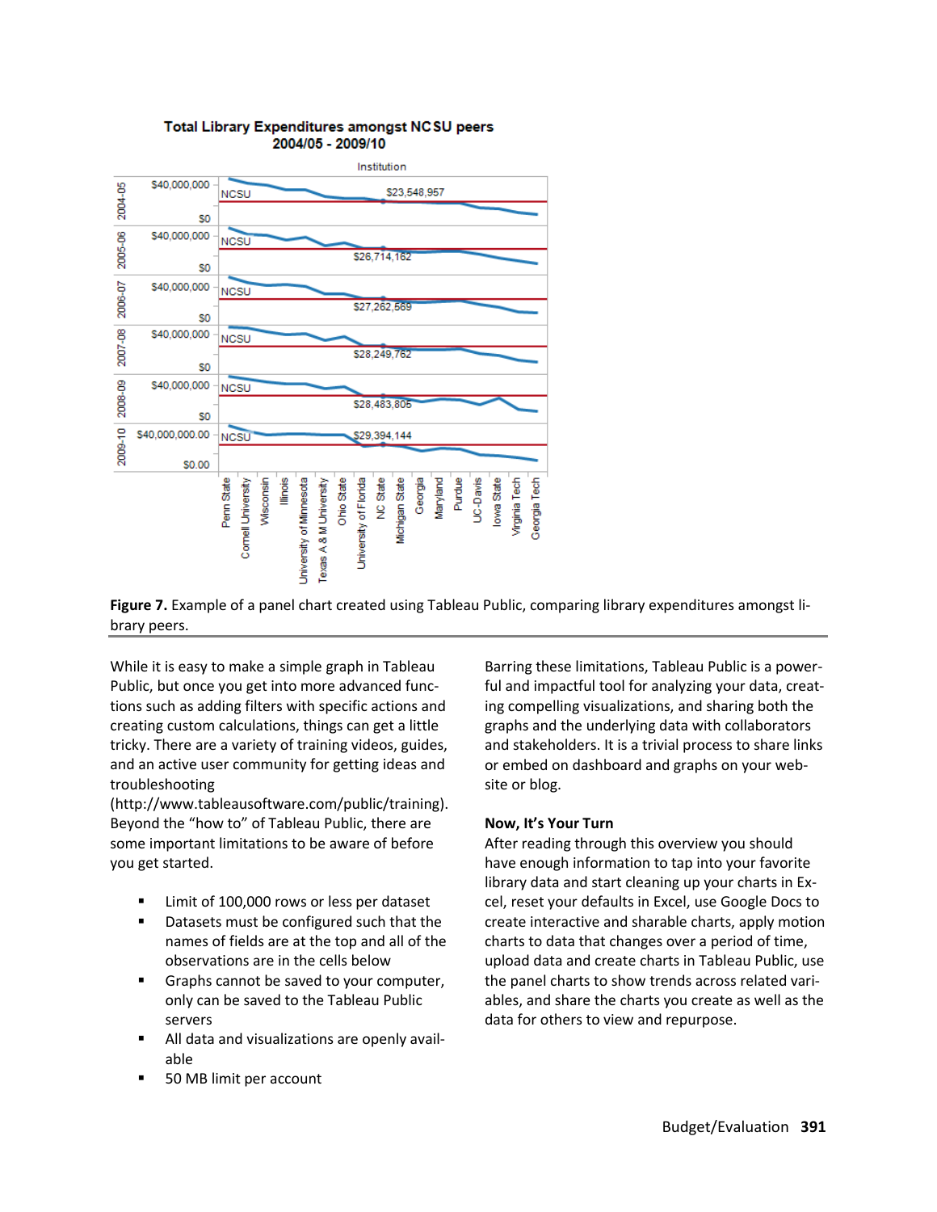**Figure 7.** Example of a panel chart created using Tableau Public, comparing library expenditures amongst library peers.

While it is easy to make a simple graph in Tableau Public, but once you get into more advanced functions such as adding filters with specific actions and creating custom calculations, things can get a little tricky. There are a variety of training videos, guides, and an active user community for getting ideas and troubleshooting (http://www.tableausoftware.com/public/training). Beyond the "how to" of Tableau Public, there are some important limitations to be aware of before you get started.

- Limit of 100,000 rows or less per dataset
- Datasets must be configured such that the names of fields are at the top and all of the observations are in the cells below
- Graphs cannot be saved to your computer, only can be saved to the Tableau Public servers
- All data and visualizations are openly available
- 50 MB limit per account

Barring these limitations, Tableau Public is a powerful and impactful tool for analyzing your data, creating compelling visualizations, and sharing both the graphs and the underlying data with collaborators and stakeholders. It is a trivial process to share links or embed on dashboard and graphs on your website or blog.

**Now, It's Your Turn**

After reading through this overview you should have enough information to tap into your favorite library data and start cleaning up your charts in Excel, reset your defaults in Excel, use Google Docs to create interactive and sharable charts, apply motion charts to data that changes over a period of time, upload data and create charts in Tableau Public, use the panel charts to show trends across related variables, and share the charts you create as well as the data for others to view and repurpose.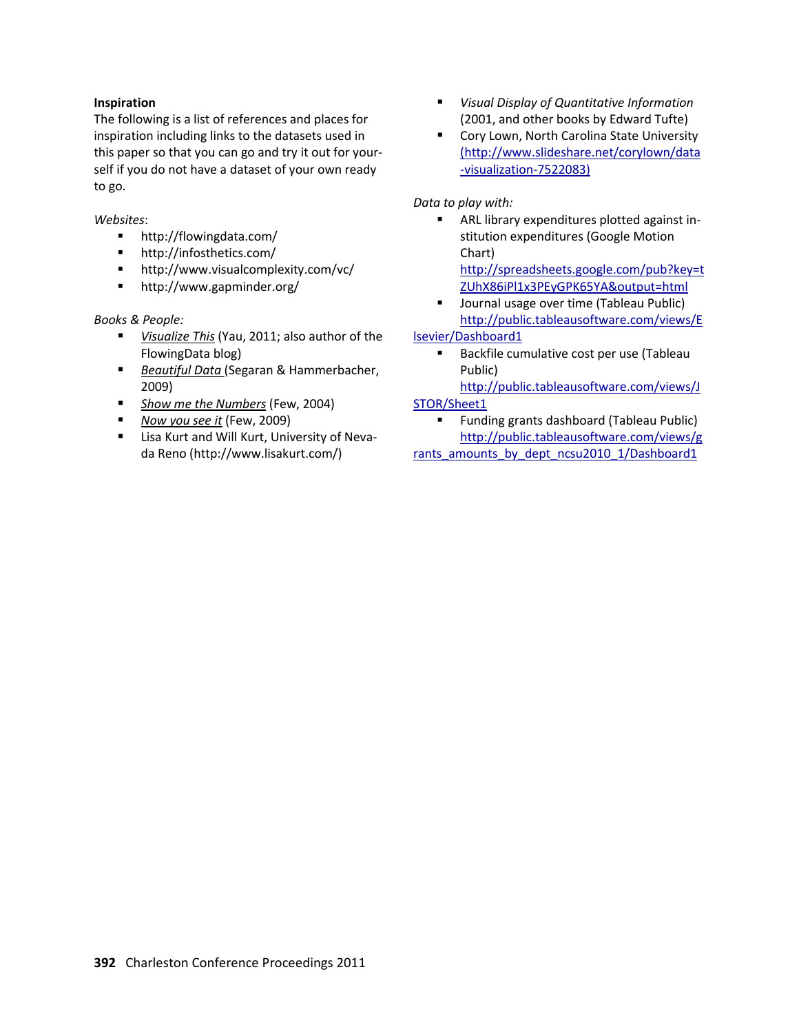**Inspiration**

The following is a list of references and places for inspiration including links to the datasets used in this paper so that you can go and try it out for yourself if you do not have a dataset of your own ready to go.

*Websites*:

- http://flowingdata.com/
- http://infosthetics.com/
- http://www.visualcomplexity.com/vc/
- http://www.gapminder.org/

*Books & People:*

- *Visualize This* (Yau, 2011; also author of the FlowingData blog)
- *Beautiful Data* (Segaran & Hammerbacher, 2009)
- *Show me the Numbers* (Few, 2004)
- *Now you see it* (Few, 2009)
- Lisa Kurt and Will Kurt, University of Nevada Reno (http://www.lisakurt.com/)
- *Visual Display of Quantitative Information* (2001, and other books by Edward Tufte)
- Cory Lown, North Carolina State University (http://www.slideshare.net/corylown/data-visualization-7522083)

*Data to play with:*

- ARL library expenditures plotted against institution expenditures (Google Motion Chart) http://spreadsheets.google.com/pub?key=tZUhX86iPl1x3PEyGPK65YA&output=html
- Journal usage over time (Tableau Public) http://public.tableausoftware.com/views/Elsevier/Dashboard1
- Backfile cumulative cost per use (Tableau Public) http://public.tableausoftware.com/views/JSTOR/Sheet1
- Funding grants dashboard (Tableau Public) http://public.tableausoftware.com/views/grants_amounts_by_dept_ncsu2010_1/Dashboard1